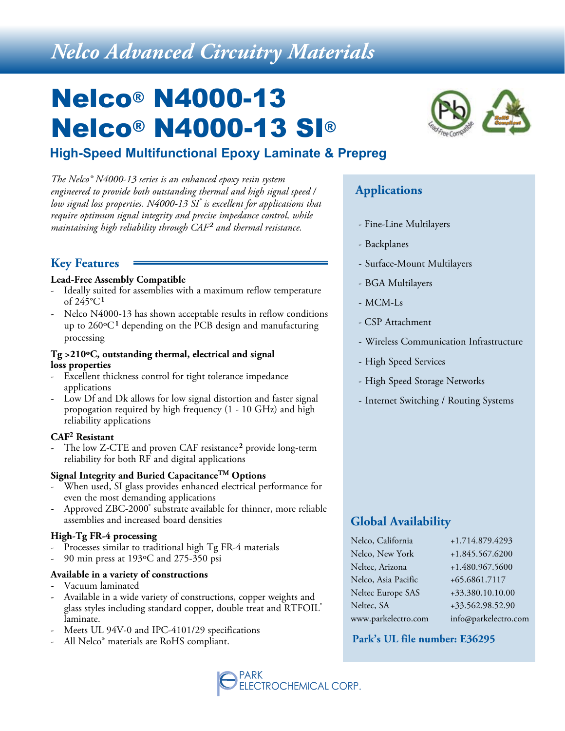# Nelco Advanced Circuitry Materials

# Nelco® N4000-13
# Nelco® N4000-13 SI®

## High-Speed Multifunctional Epoxy Laminate & Prepreg

*The Nelco® N4000-13 series is an enhanced epoxy resin system engineered to provide both outstanding thermal and high signal speed / low signal loss properties. N4000-13 SI® is excellent for applications that require optimum signal integrity and precise impedance control, while maintaining high reliability through CAF[2] and thermal resistance.*

## Key Features

**Lead-Free Assembly Compatible**

- Ideally suited for assemblies with a maximum reflow temperature of 245°C[1]
- Nelco N4000-13 has shown acceptable results in reflow conditions up to 260ºC[1] depending on the PCB design and manufacturing processing

**Tg >210ºC, outstanding thermal, electrical and signal loss properties**

- Excellent thickness control for tight tolerance impedance applications
- Low Df and Dk allows for low signal distortion and faster signal propogation required by high frequency (1 - 10 GHz) and high reliability applications

**CAF[2] Resistant**

- The low Z-CTE and proven CAF resistance[2] provide long-term reliability for both RF and digital applications

**Signal Integrity and Buried Capacitance™ Options**

- When used, SI glass provides enhanced electrical performance for even the most demanding applications
- Approved ZBC-2000® substrate available for thinner, more reliable assemblies and increased board densities

**High-Tg FR-4 processing**

- Processes similar to traditional high Tg FR-4 materials
- 90 min press at 193ºC and 275-350 psi

**Available in a variety of constructions**

- Vacuum laminated
- Available in a wide variety of constructions, copper weights and glass styles including standard copper, double treat and RTFOIL® laminate.
- Meets UL 94V-0 and IPC-4101/29 specifications
- All Nelco® materials are RoHS compliant.

## Applications

- Fine-Line Multilayers
- Backplanes
- Surface-Mount Multilayers
- BGA Multilayers
- MCM-Ls
- CSP Attachment
- Wireless Communication Infrastructure
- High Speed Services
- High Speed Storage Networks
- Internet Switching / Routing Systems

## Global Availability

| | |
|---|---|
| Nelco, California | +1.714.879.4293 |
| Nelco, New York | +1.845.567.6200 |
| Neltec, Arizona | +1.480.967.5600 |
| Nelco, Asia Pacific | +65.6861.7117 |
| Neltec Europe SAS | +33.380.10.10.00 |
| Neltec, SA | +33.562.98.52.90 |
| www.parkelectro.com | info@parkelectro.com |

**Park's UL file number: E36295**

PARK ELECTROCHEMICAL CORP.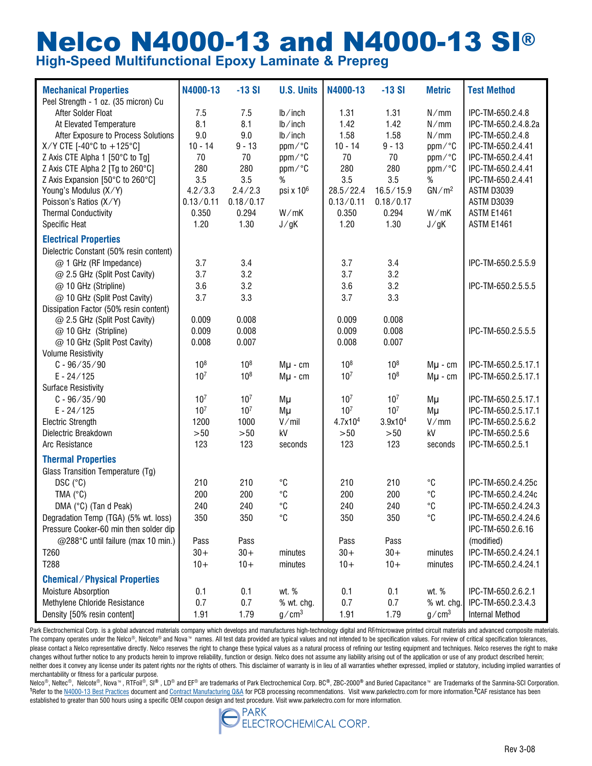# Nelco N4000-13 and N4000-13 SI®

## High-Speed Multifunctional Epoxy Laminate & Prepreg

| Mechanical Properties | N4000-13 | -13 SI | U.S. Units | N4000-13 | -13 SI | Metric | Test Method |
|---|---|---|---|---|---|---|---|
| Peel Strength - 1 oz. (35 micron) Cu | | | | | | | |
| After Solder Float | 7.5 | 7.5 | lb/inch | 1.31 | 1.31 | N/mm | IPC-TM-650.2.4.8 |
| At Elevated Temperature | 8.1 | 8.1 | lb/inch | 1.42 | 1.42 | N/mm | IPC-TM-650.2.4.8.2a |
| After Exposure to Process Solutions | 9.0 | 9.0 | lb/inch | 1.58 | 1.58 | N/mm | IPC-TM-650.2.4.8 |
| X/Y CTE [-40°C to +125°C] | 10 - 14 | 9 - 13 | ppm/°C | 10 - 14 | 9 - 13 | ppm/°C | IPC-TM-650.2.4.41 |
| Z Axis CTE Alpha 1 [50°C to Tg] | 70 | 70 | ppm/°C | 70 | 70 | ppm/°C | IPC-TM-650.2.4.41 |
| Z Axis CTE Alpha 2 [Tg to 260°C] | 280 | 280 | ppm/°C | 280 | 280 | ppm/°C | IPC-TM-650.2.4.41 |
| Z Axis Expansion [50°C to 260°C] | 3.5 | 3.5 | % | 3.5 | 3.5 | % | IPC-TM-650.2.4.41 |
| Young's Modulus (X/Y) | 4.2/3.3 | 2.4/2.3 | psi x $10^6$ | 28.5/22.4 | 16.5/15.9 | GN/$m^2$ | ASTM D3039 |
| Poisson's Ratios (X/Y) | 0.13/0.11 | 0.18/0.17 | | 0.13/0.11 | 0.18/0.17 | | ASTM D3039 |
| Thermal Conductivity | 0.350 | 0.294 | W/mK | 0.350 | 0.294 | W/mK | ASTM E1461 |
| Specific Heat | 1.20 | 1.30 | J/gK | 1.20 | 1.30 | J/gK | ASTM E1461 |
| **Electrical Properties** | | | | | | | |
| Dielectric Constant (50% resin content) | | | | | | | |
| @ 1 GHz (RF Impedance) | 3.7 | 3.4 | | 3.7 | 3.4 | | IPC-TM-650.2.5.5.9 |
| @ 2.5 GHz (Split Post Cavity) | 3.7 | 3.2 | | 3.7 | 3.2 | | |
| @ 10 GHz (Stripline) | 3.6 | 3.2 | | 3.6 | 3.2 | | IPC-TM-650.2.5.5.5 |
| @ 10 GHz (Split Post Cavity) | 3.7 | 3.3 | | 3.7 | 3.3 | | |
| Dissipation Factor (50% resin content) | | | | | | | |
| @ 2.5 GHz (Split Post Cavity) | 0.009 | 0.008 | | 0.009 | 0.008 | | |
| @ 10 GHz (Stripline) | 0.009 | 0.008 | | 0.009 | 0.008 | | IPC-TM-650.2.5.5.5 |
| @ 10 GHz (Split Post Cavity) | 0.008 | 0.007 | | 0.008 | 0.007 | | |
| Volume Resistivity | | | | | | | |
| C - 96/35/90 | $10^8$ | $10^8$ | Mμ - cm | $10^8$ | $10^8$ | Mμ - cm | IPC-TM-650.2.5.17.1 |
| E - 24/125 | $10^7$ | $10^8$ | Mμ - cm | $10^7$ | $10^8$ | Mμ - cm | IPC-TM-650.2.5.17.1 |
| Surface Resistivity | | | | | | | |
| C - 96/35/90 | $10^7$ | $10^7$ | Mμ | $10^7$ | $10^7$ | Mμ | IPC-TM-650.2.5.17.1 |
| E - 24/125 | $10^7$ | $10^7$ | Mμ | $10^7$ | $10^7$ | Mμ | IPC-TM-650.2.5.17.1 |
| Electric Strength | 1200 | 1000 | V/mil | 4.7x$10^4$ | 3.9x$10^4$ | V/mm | IPC-TM-650.2.5.6.2 |
| Dielectric Breakdown | >50 | >50 | kV | >50 | >50 | kV | IPC-TM-650.2.5.6 |
| Arc Resistance | 123 | 123 | seconds | 123 | 123 | seconds | IPC-TM-650.2.5.1 |
| **Thermal Properties** | | | | | | | |
| Glass Transition Temperature (Tg) | | | | | | | |
| DSC (°C) | 210 | 210 | °C | 210 | 210 | °C | IPC-TM-650.2.4.25c |
| TMA (°C) | 200 | 200 | °C | 200 | 200 | °C | IPC-TM-650.2.4.24c |
| DMA (°C) (Tan d Peak) | 240 | 240 | °C | 240 | 240 | °C | IPC-TM-650.2.4.24.3 |
| Degradation Temp (TGA) (5% wt. loss) | 350 | 350 | °C | 350 | 350 | °C | IPC-TM-650.2.4.24.6 |
| Pressure Cooker-60 min then solder dip | | | | | | | IPC-TM-650.2.6.16 |
| @288°C until failure (max 10 min.) | Pass | Pass | | Pass | Pass | | (modified) |
| T260 | 30+ | 30+ | minutes | 30+ | 30+ | minutes | IPC-TM-650.2.4.24.1 |
| T288 | 10+ | 10+ | minutes | 10+ | 10+ | minutes | IPC-TM-650.2.4.24.1 |
| **Chemical/Physical Properties** | | | | | | | |
| Moisture Absorption | 0.1 | 0.1 | wt. % | 0.1 | 0.1 | wt. % | IPC-TM-650.2.6.2.1 |
| Methylene Chloride Resistance | 0.7 | 0.7 | % wt. chg. | 0.7 | 0.7 | % wt. chg. | IPC-TM-650.2.3.4.3 |
| Density [50% resin content] | 1.91 | 1.79 | g/$cm^3$ | 1.91 | 1.79 | g/$cm^3$ | Internal Method |

Park Electrochemical Corp. is a global advanced materials company which develops and manufactures high-technology digital and RF/microwave printed circuit materials and advanced composite materials. The company operates under the Nelco®, Nelcote® and Nova™ names. All test data provided are typical values and not intended to be specification values. For review of critical specification tolerances, please contact a Nelco representative directly. Nelco reserves the right to change these typical values as a natural process of refining our testing equipment and techniques. Nelco reserves the right to make changes without further notice to any products herein to improve reliability, function or design. Nelco does not assume any liability arising out of the application or use of any product described herein; neither does it convey any license under its patent rights nor the rights of others. This disclaimer of warranty is in lieu of all warranties whether expressed, implied or statutory, including implied warranties of merchantability or fitness for a particular purpose.

Nelco®, Neltec®, Nelcote®, Nova™, RTFoil®, SI®, LD® and EF® are trademarks of Park Electrochemical Corp. BC®, ZBC-2000® and Buried Capacitance™ are Trademarks of the Sanmina-SCI Corporation. [1]Refer to the N4000-13 Best Practices document and Contract Manufacturing Q&A for PCB processing recommendations. Visit www.parkelectro.com for more information.[2]CAF resistance has been established to greater than 500 hours using a specific OEM coupon design and test procedure. Visit www.parkelectro.com for more information.

PARK ELECTROCHEMICAL CORP.

Rev 3-08